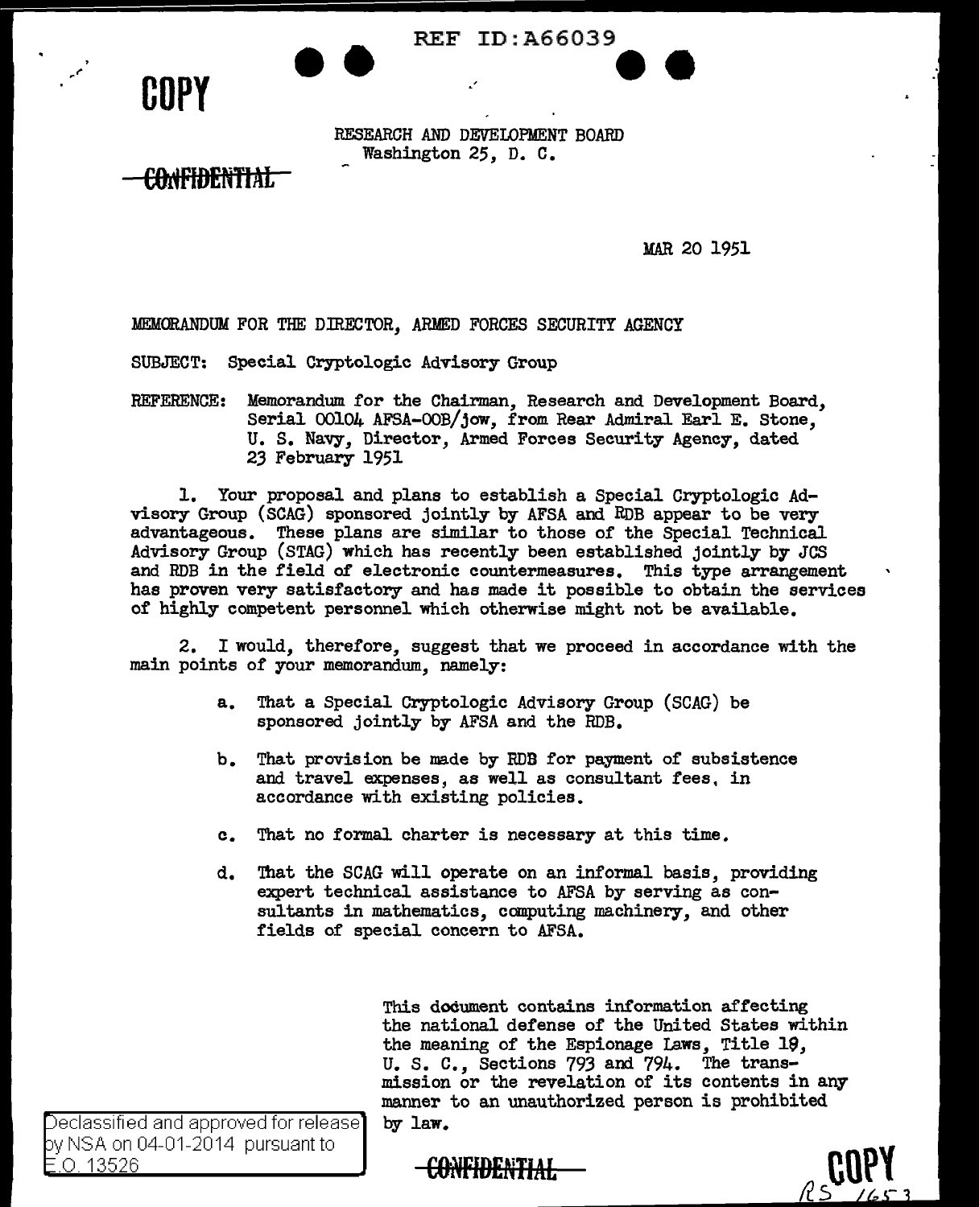REF ID:A66039

COPY

RESEARCH AND DEVELOPMENT BOARD
Washington 25, D. C.

~~CONFIDENTIAL~~

MAR 20 1951

MEMORANDUM FOR THE DIRECTOR, ARMED FORCES SECURITY AGENCY

SUBJECT: Special Cryptologic Advisory Group

REFERENCE: Memorandum for the Chairman, Research and Development Board, Serial 00104 AFSA-00B/jow, from Rear Admiral Earl E. Stone, U. S. Navy, Director, Armed Forces Security Agency, dated 23 February 1951

1. Your proposal and plans to establish a Special Cryptologic Advisory Group (SCAG) sponsored jointly by AFSA and RDB appear to be very advantageous. These plans are similar to those of the Special Technical Advisory Group (STAG) which has recently been established jointly by JCS and RDB in the field of electronic countermeasures. This type arrangement has proven very satisfactory and has made it possible to obtain the services of highly competent personnel which otherwise might not be available.

2. I would, therefore, suggest that we proceed in accordance with the main points of your memorandum, namely:

   a. That a Special Cryptologic Advisory Group (SCAG) be sponsored jointly by AFSA and the RDB.

   b. That provision be made by RDB for payment of subsistence and travel expenses, as well as consultant fees, in accordance with existing policies.

   c. That no formal charter is necessary at this time.

   d. That the SCAG will operate on an informal basis, providing expert technical assistance to AFSA by serving as consultants in mathematics, computing machinery, and other fields of special concern to AFSA.

This document contains information affecting the national defense of the United States within the meaning of the Espionage Laws, Title 19, U. S. C., Sections 793 and 794. The transmission or the revelation of its contents in any manner to an unauthorized person is prohibited by law.

Declassified and approved for release by NSA on 04-01-2014 pursuant to E.O. 13526

~~CONFIDENTIAL~~

COPY

RS 1653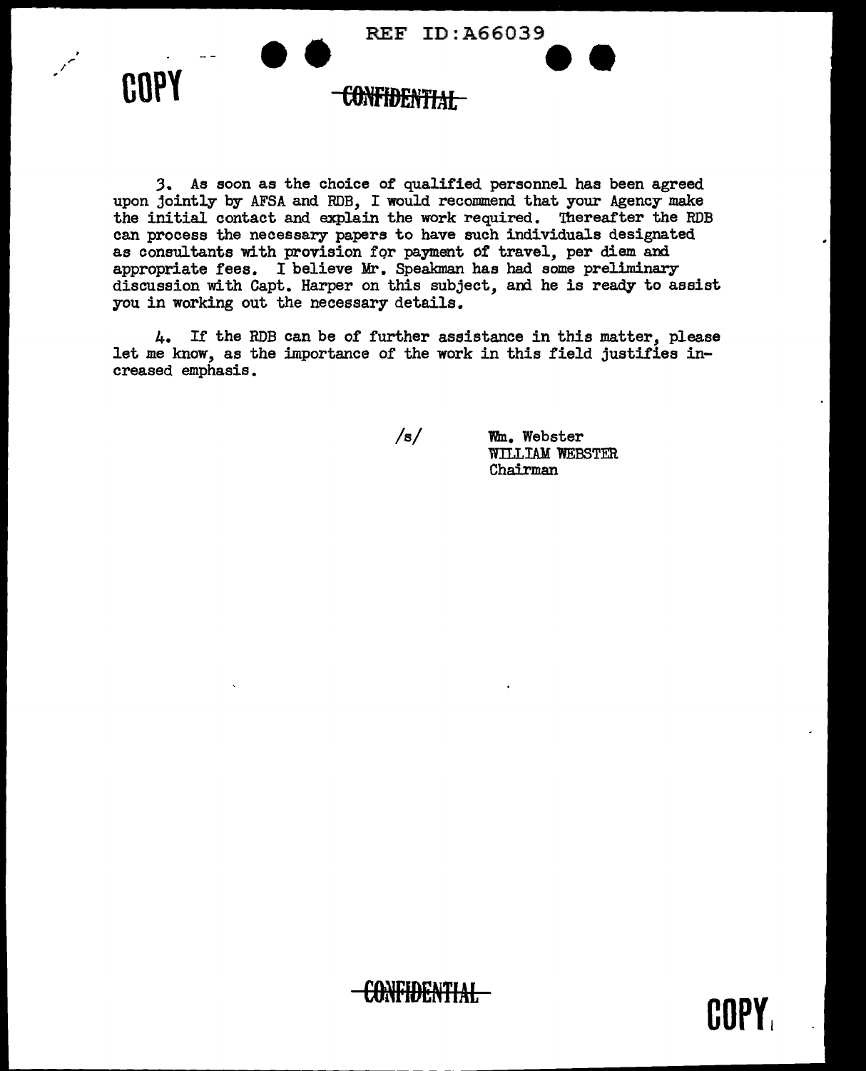COPY

~~CONFIDENTIAL~~

3. As soon as the choice of qualified personnel has been agreed upon jointly by AFSA and RDB, I would recommend that your Agency make the initial contact and explain the work required. Thereafter the RDB can process the necessary papers to have such individuals designated as consultants with provision for payment of travel, per diem and appropriate fees. I believe Mr. Speakman has had some preliminary discussion with Capt. Harper on this subject, and he is ready to assist you in working out the necessary details.

4. If the RDB can be of further assistance in this matter, please let me know, as the importance of the work in this field justifies increased emphasis.

/s/ Wm. Webster
WILLIAM WEBSTER
Chairman

~~CONFIDENTIAL~~

COPY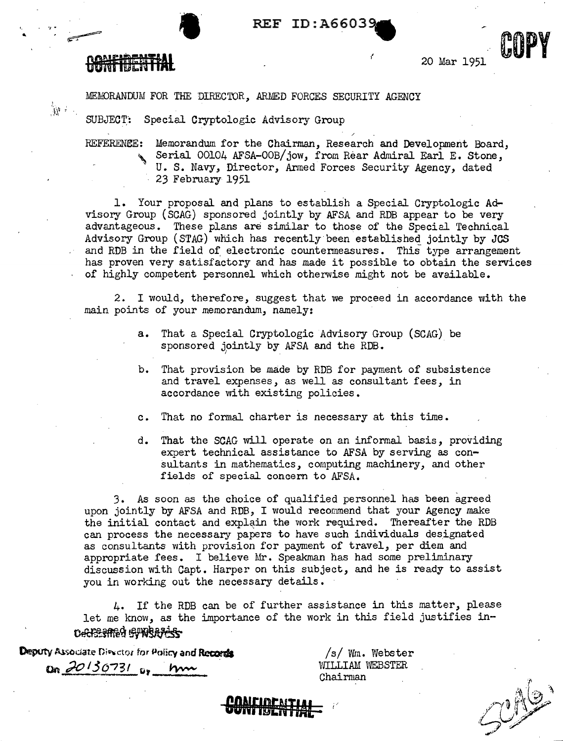CONFIDENTIAL

20 Mar 1951

COPY

MEMORANDUM FOR THE DIRECTOR, ARMED FORCES SECURITY AGENCY

SUBJECT: Special Cryptologic Advisory Group

REFERENCE: Memorandum for the Chairman, Research and Development Board, Serial 00104 AFSA-00B/jow, from Rear Admiral Earl E. Stone, U. S. Navy, Director, Armed Forces Security Agency, dated 23 February 1951

1. Your proposal and plans to establish a Special Cryptologic Advisory Group (SCAG) sponsored jointly by AFSA and RDB appear to be very advantageous. These plans are similar to those of the Special Technical Advisory Group (STAG) which has recently been established jointly by JCS and RDB in the field of electronic countermeasures. This type arrangement has proven very satisfactory and has made it possible to obtain the services of highly competent personnel which otherwise might not be available.

2. I would, therefore, suggest that we proceed in accordance with the main points of your memorandum, namely:

a. That a Special Cryptologic Advisory Group (SCAG) be sponsored jointly by AFSA and the RDB.

b. That provision be made by RDB for payment of subsistence and travel expenses, as well as consultant fees, in accordance with existing policies.

c. That no formal charter is necessary at this time.

d. That the SCAG will operate on an informal basis, providing expert technical assistance to AFSA by serving as consultants in mathematics, computing machinery, and other fields of special concern to AFSA.

3. As soon as the choice of qualified personnel has been agreed upon jointly by AFSA and RDB, I would recommend that your Agency make the initial contact and explain the work required. Thereafter the RDB can process the necessary papers to have such individuals designated as consultants with provision for payment of travel, per diem and appropriate fees. I believe Mr. Speakman has had some preliminary discussion with Capt. Harper on this subject, and he is ready to assist you in working out the necessary details.

4. If the RDB can be of further assistance in this matter, please let me know, as the importance of the work in this field justifies increased emphasis.

/s/ Wm. Webster
WILLIAM WEBSTER
Chairman

Declassified by NSA/CSS Deputy Associate Director for Policy and Records On 20130731 by

CONFIDENTIAL

SCAG